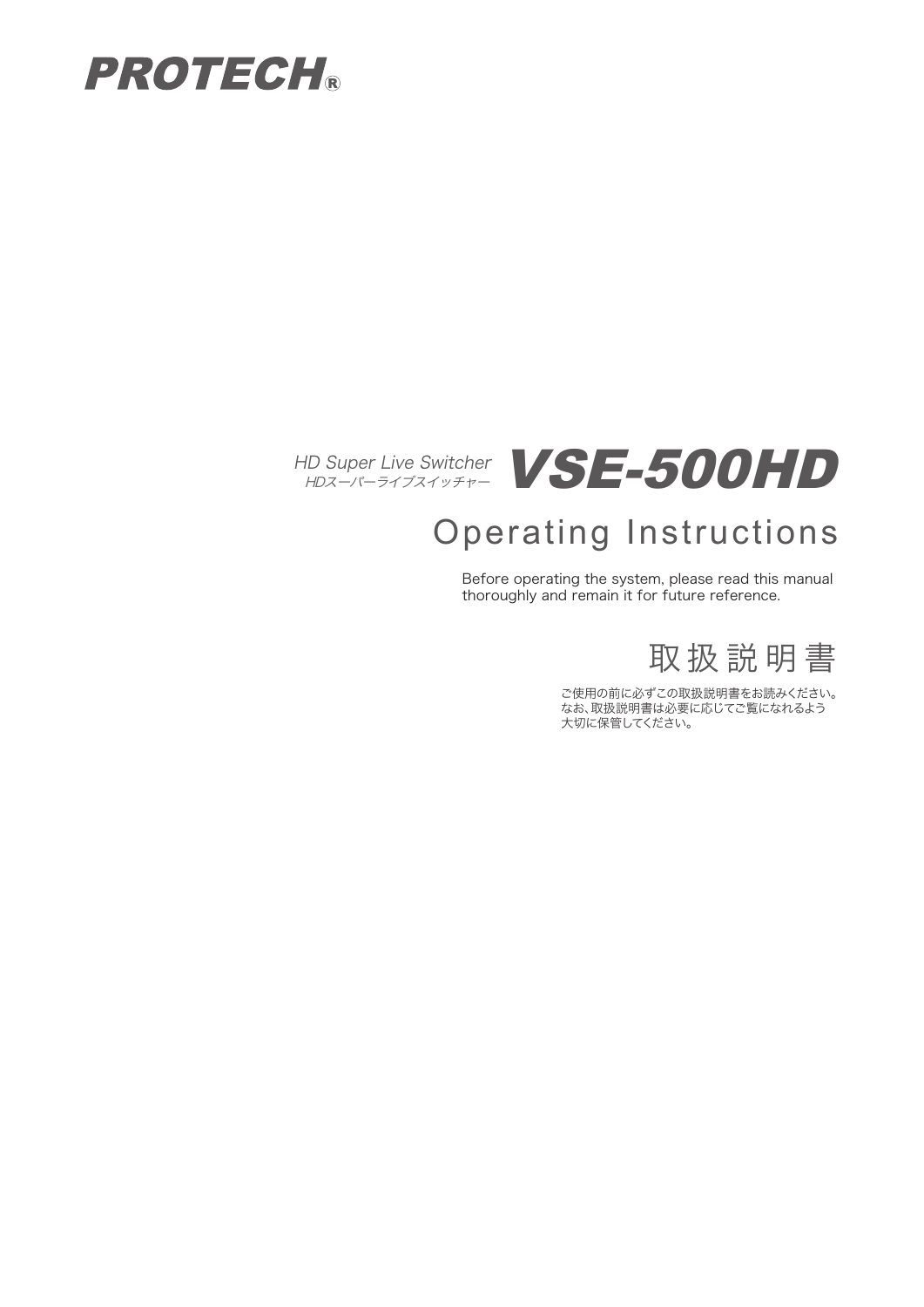**PROTECH®**

*HD Super Live Switcher*
*HDスーパーライブスイッチャー*

# VSE-500HD

## Operating Instructions

Before operating the system, please read this manual thoroughly and remain it for future reference.

## 取扱説明書

ご使用の前に必ずこの取扱説明書をお読みください。
なお、取扱説明書は必要に応じてご覧になれるよう
大切に保管してください。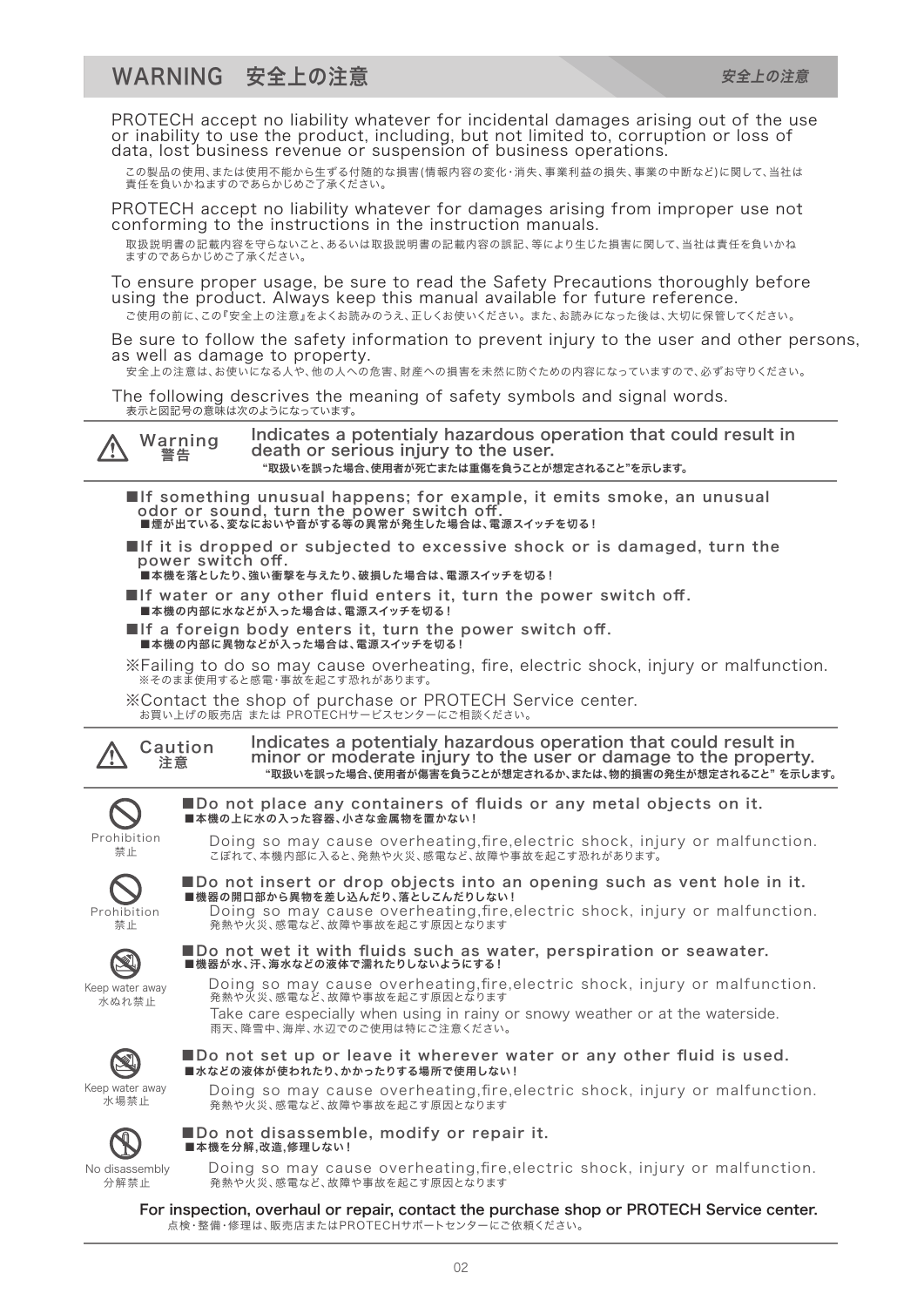# WARNING　安全上の注意

PROTECH accept no liability whatever for incidental damages arising out of the use or inability to use the product, including, but not limited to, corruption or loss of data, lost business revenue or suspension of business operations.

この製品の使用、または使用不能から生ずる付随的な損害(情報内容の変化・消失、事業利益の損失、事業の中断など)に関して、当社は責任を負いかねますのであらかじめご了承ください。

PROTECH accept no liability whatever for damages arising from improper use not conforming to the instructions in the instruction manuals.

取扱説明書の記載内容を守らないこと、あるいは取扱説明書の記載内容の誤記、等により生じた損害に関して、当社は責任を負いかねますのであらかじめご了承ください。

To ensure proper usage, be sure to read the Safety Precautions thoroughly before using the product. Always keep this manual available for future reference.

ご使用の前に、この『安全上の注意』をよくお読みのうえ、正しくお使いください。また、お読みになった後は、大切に保管してください。

Be sure to follow the safety information to prevent injury to the user and other persons, as well as damage to property.

安全上の注意は、お使いになる人や、他の人への危害、財産への損害を未然に防ぐための内容になっていますので、必ずお守りください。

The following descrives the meaning of safety symbols and signal words.

表示と図記号の意味は次のようになっています。

## ⚠ Warning 警告

**Indicates a potentialy hazardous operation that could result in death or serious injury to the user.**

**"取扱いを誤った場合、使用者が死亡または重傷を負うことが想定されること"を示します。**

- **If something unusual happens; for example, it emits smoke, an unusual odor or sound, turn the power switch off.**
  **■煙が出ている、変なにおいや音がする等の異常が発生した場合は、電源スイッチを切る！**
- **If it is dropped or subjected to excessive shock or is damaged, turn the power switch off.**
  **■本機を落としたり、強い衝撃を与えたり、破損した場合は、電源スイッチを切る！**
- **If water or any other fluid enters it, turn the power switch off.**
  **■本機の内部に水などが入った場合は、電源スイッチを切る！**
- **If a foreign body enters it, turn the power switch off.**
  **■本機の内部に異物などが入った場合は、電源スイッチを切る！**

※Failing to do so may cause overheating, fire, electric shock, injury or malfunction.
※そのまま使用すると感電・事故を起こす恐れがあります。

※Contact the shop of purchase or PROTECH Service center.
お買い上げの販売店 または PROTECHサービスセンターにご相談ください。

## ⚠ Caution 注意

**Indicates a potentialy hazardous operation that could result in minor or moderate injury to the user or damage to the property.**

**"取扱いを誤った場合、使用者が傷害を負うことが想定されるか、または、物的損害の発生が想定されること" を示します。**

Prohibition 禁止

**■Do not place any containers of fluids or any metal objects on it.**
**■本機の上に水の入った容器、小さな金属物を置かない！**

Doing so may cause overheating,fire,electric shock, injury or malfunction.
こぼれて、本機内部に入ると、発熱や火災、感電など、故障や事故を起こす恐れがあります。

Prohibition 禁止

**■Do not insert or drop objects into an opening such as vent hole in it.**
**■機器の開口部から異物を差し込んだり、落としこんだりしない！**

Doing so may cause overheating,fire,electric shock, injury or malfunction.
発熱や火災、感電など、故障や事故を起こす原因となります

Keep water away 水ぬれ禁止

**■Do not wet it with fluids such as water, perspiration or seawater.**
**■機器が水、汗、海水などの液体で濡れたりしないようにする！**

Doing so may cause overheating,fire,electric shock, injury or malfunction.
発熱や火災、感電など、故障や事故を起こす原因となります

Take care especially when using in rainy or snowy weather or at the waterside.
雨天、降雪中、海岸、水辺でのご使用は特にご注意ください。

Keep water away 水場禁止

**■Do not set up or leave it wherever water or any other fluid is used.**
**■水などの液体が使われたり、かかったりする場所で使用しない！**

Doing so may cause overheating,fire,electric shock, injury or malfunction.
発熱や火災、感電など、故障や事故を起こす原因となります

No disassembly 分解禁止

**■Do not disassemble, modify or repair it.**
**■本機を分解,改造,修理しない！**

Doing so may cause overheating,fire,electric shock, injury or malfunction.
発熱や火災、感電など、故障や事故を起こす原因となります

**For inspection, overhaul or repair, contact the purchase shop or PROTECH Service center.**
点検・整備・修理は、販売店またはPROTECHサポートセンターにご依頼ください。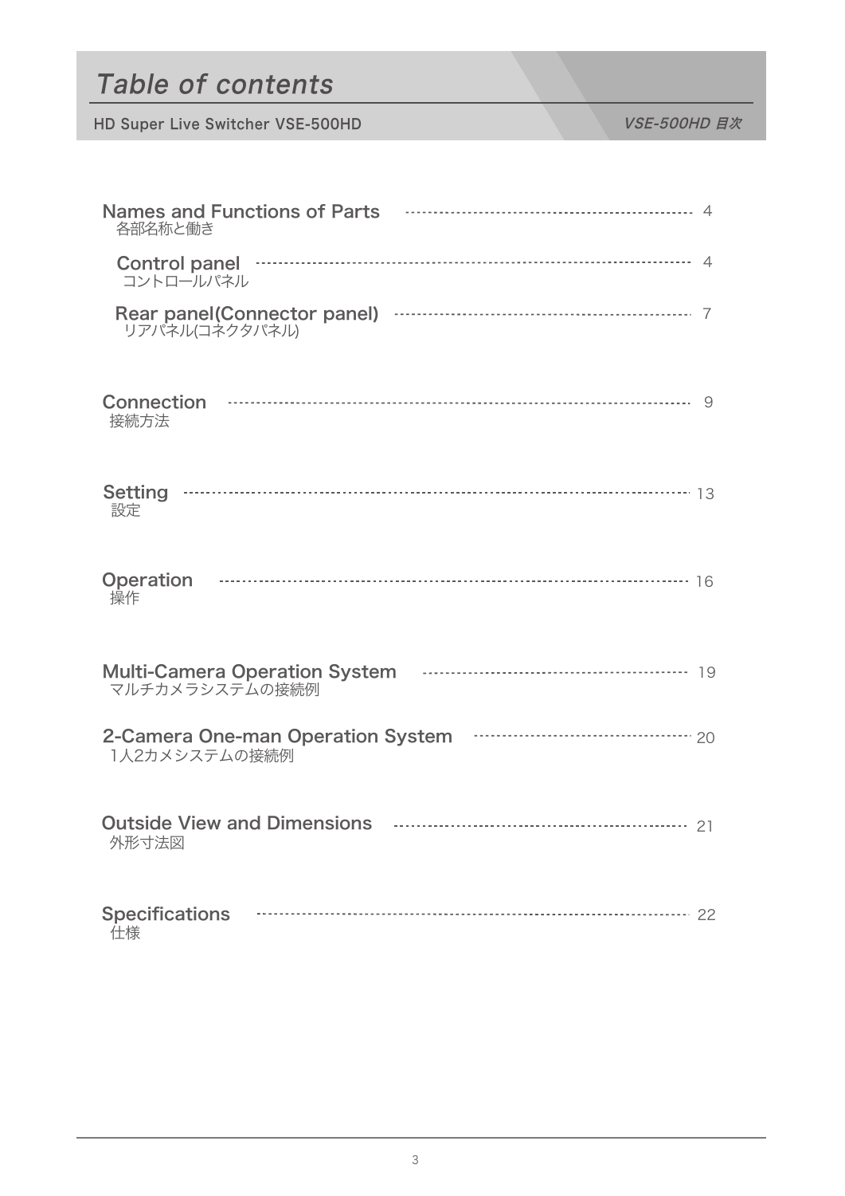# Table of contents

HD Super Live Switcher VSE-500HD

*VSE-500HD 目次*

Names and Functions of Parts ........ 4
各部名称と働き

Control panel ........ 4
コントロールパネル

Rear panel(Connector panel) ........ 7
リアパネル(コネクタパネル)

Connection ........ 9
接続方法

Setting ........ 13
設定

Operation ........ 16
操作

Multi-Camera Operation System ........ 19
マルチカメラシステムの接続例

2-Camera One-man Operation System ........ 20
1人2カメシステムの接続例

Outside View and Dimensions ........ 21
外形寸法図

Specifications ........ 22
仕様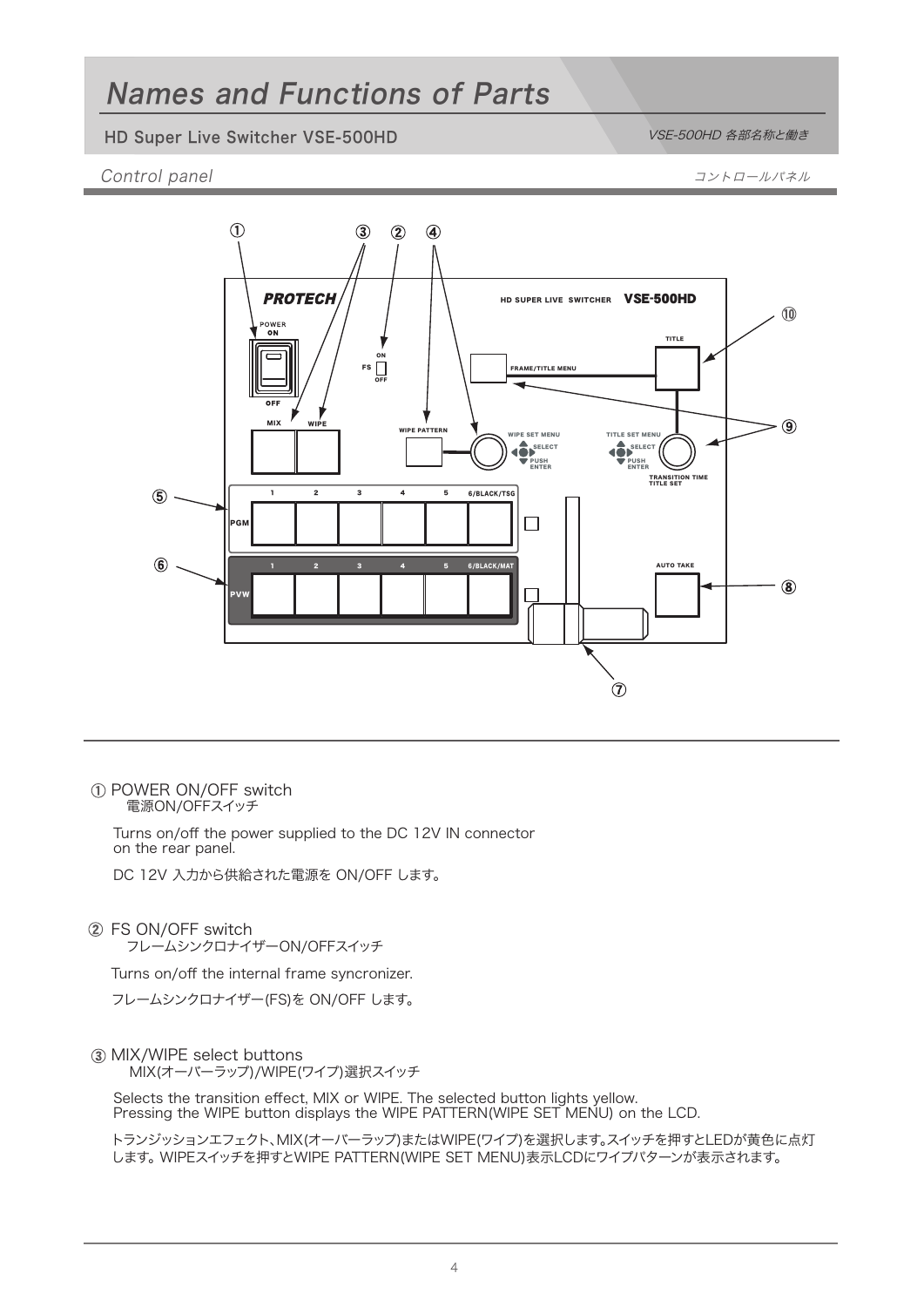# Names and Functions of Parts

## HD Super Live Switcher VSE-500HD

VSE-500HD 各部名称と働き

### Control panel

コントロールパネル

① POWER ON/OFF switch
電源ON/OFFスイッチ

Turns on/off the power supplied to the DC 12V IN connector on the rear panel.

DC 12V 入力から供給された電源を ON/OFF します。

② FS ON/OFF switch
フレームシンクロナイザーON/OFFスイッチ

Turns on/off the internal frame syncronizer.

フレームシンクロナイザー(FS)を ON/OFF します。

③ MIX/WIPE select buttons
MIX(オーバーラップ)/WIPE(ワイプ)選択スイッチ

Selects the transition effect, MIX or WIPE. The selected button lights yellow.
Pressing the WIPE button displays the WIPE PATTERN(WIPE SET MENU) on the LCD.

トランジッションエフェクト、MIX(オーバーラップ)またはWIPE(ワイプ)を選択します。スイッチを押すとLEDが黄色に点灯します。WIPEスイッチを押すとWIPE PATTERN(WIPE SET MENU)表示LCDにワイプパターンが表示されます。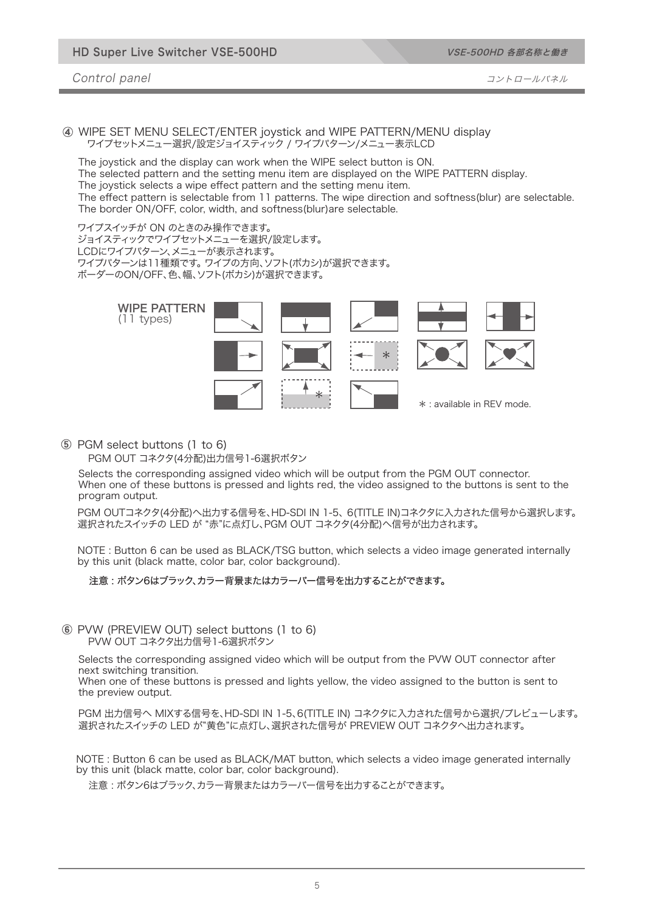## ④ WIPE SET MENU SELECT/ENTER joystick and WIPE PATTERN/MENU display

ワイプセットメニュー選択/設定ジョイスティック / ワイプパターン/メニュー表示LCD

The joystick and the display can work when the WIPE select button is ON.
The selected pattern and the setting menu item are displayed on the WIPE PATTERN display.
The joystick selects a wipe effect pattern and the setting menu item.
The effect pattern is selectable from 11 patterns. The wipe direction and softness(blur) are selectable.
The border ON/OFF, color, width, and softness(blur)are selectable.

ワイプスイッチが ON のときのみ操作できます。
ジョイスティックでワイプセットメニューを選択/設定します。
LCDにワイプパターン、メニューが表示されます。
ワイプパターンは11種類です。ワイプの方向、ソフト(ボカシ)が選択できます。
ボーダーのON/OFF、色、幅、ソフト(ボカシ)が選択できます。

WIPE PATTERN
(11 types)

* : available in REV mode.

## ⑤ PGM select buttons (1 to 6)

PGM OUT コネクタ(4分配)出力信号1-6選択ボタン

Selects the corresponding assigned video which will be output from the PGM OUT connector.
When one of these buttons is pressed and lights red, the video assigned to the buttons is sent to the program output.

PGM OUTコネクタ(4分配)へ出力する信号を、HD-SDI IN 1-5、6(TITLE IN)コネクタに入力された信号から選択します。
選択されたスイッチの LED が "赤"に点灯し、PGM OUT コネクタ(4分配)へ信号が出力されます。

NOTE : Button 6 can be used as BLACK/TSG button, which selects a video image generated internally by this unit (black matte, color bar, color background).

**注意：ボタン6はブラック、カラー背景またはカラーバー信号を出力することができます。**

## ⑥ PVW (PREVIEW OUT) select buttons (1 to 6)

PVW OUT コネクタ出力信号1-6選択ボタン

Selects the corresponding assigned video which will be output from the PVW OUT connector after next switching transition.
When one of these buttons is pressed and lights yellow, the video assigned to the button is sent to the preview output.

PGM 出力信号へ MIXする信号を、HD-SDI IN 1-5、6(TITLE IN) コネクタに入力された信号から選択/プレビューします。
選択されたスイッチの LED が"黄色"に点灯し、選択された信号が PREVIEW OUT コネクタへ出力されます。

NOTE : Button 6 can be used as BLACK/MAT button, which selects a video image generated internally by this unit (black matte, color bar, color background).

注意：ボタン6はブラック、カラー背景またはカラーバー信号を出力することができます。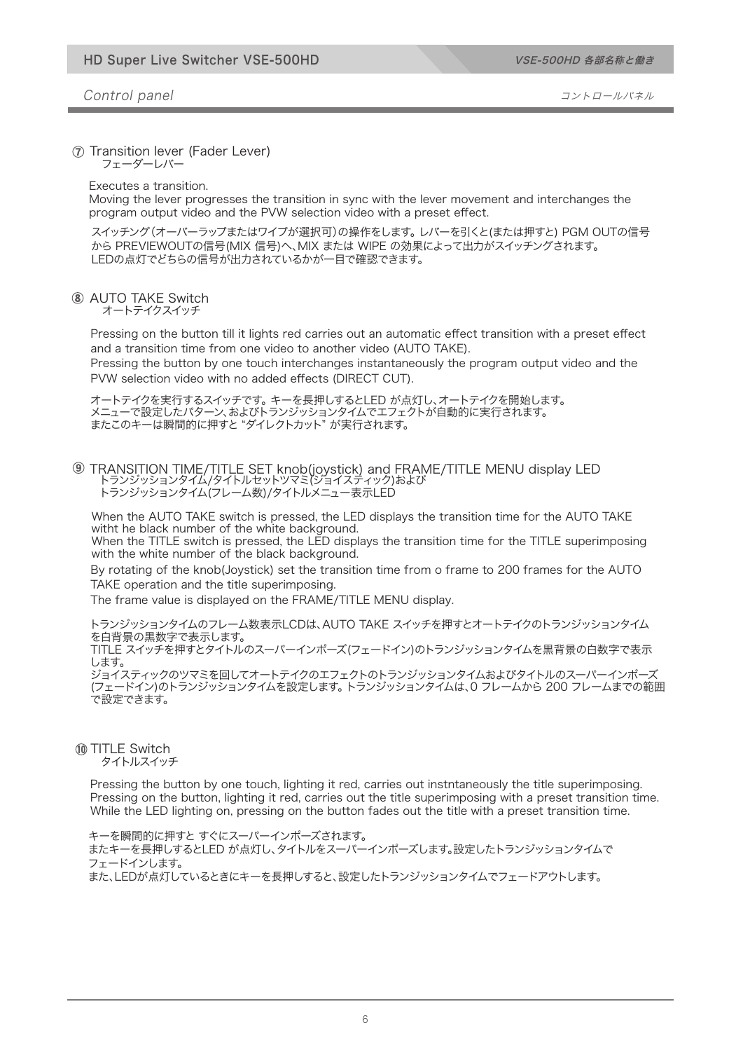## Control panel

コントロールパネル

### ⑦ Transition lever (Fader Lever)
フェーダーレバー

Executes a transition.
Moving the lever progresses the transition in sync with the lever movement and interchanges the program output video and the PVW selection video with a preset effect.

スイッチング（オーバーラップまたはワイプが選択可）の操作をします。レバーを引くと(または押すと) PGM OUTの信号から PREVIEWOUTの信号(MIX 信号)へ、MIX または WIPE の効果によって出力がスイッチングされます。
LEDの点灯でどちらの信号が出力されているかが一目で確認できます。

### ⑧ AUTO TAKE Switch
オートテイクスイッチ

Pressing on the button till it lights red carries out an automatic effect transition with a preset effect and a transition time from one video to another video (AUTO TAKE).
Pressing the button by one touch interchanges instantaneously the program output video and the PVW selection video with no added effects (DIRECT CUT).

オートテイクを実行するスイッチです。キーを長押しするとLED が点灯し、オートテイクを開始します。
メニューで設定したパターン、およびトランジッションタイムでエフェクトが自動的に実行されます。
またこのキーは瞬間的に押すと "ダイレクトカット" が実行されます。

### ⑨ TRANSITION TIME/TITLE SET knob(joystick) and FRAME/TITLE MENU display LED
トランジッションタイム/タイトルセットツマミ(ジョイスティック)および
トランジッションタイム(フレーム数)/タイトルメニュー表示LED

When the AUTO TAKE switch is pressed, the LED displays the transition time for the AUTO TAKE witht he black number of the white background.
When the TITLE switch is pressed, the LED displays the transition time for the TITLE superimposing with the white number of the black background.
By rotating of the knob(Joystick) set the transition time from o frame to 200 frames for the AUTO TAKE operation and the title superimposing.
The frame value is displayed on the FRAME/TITLE MENU display.

トランジッションタイムのフレーム数表示LCDは、AUTO TAKE スイッチを押すとオートテイクのトランジッションタイムを白背景の黒数字で表示します。
TITLE スイッチを押すとタイトルのスーパーインポーズ(フェードイン)のトランジッションタイムを黒背景の白数字で表示します。
ジョイスティックのツマミを回してオートテイクのエフェクトのトランジッションタイムおよびタイトルのスーパーインポーズ(フェードイン)のトランジッションタイムを設定します。トランジッションタイムは、0 フレームから 200 フレームまでの範囲で設定できます。

### ⑩ TITLE Switch
タイトルスイッチ

Pressing the button by one touch, lighting it red, carries out instntaneously the title superimposing.
Pressing on the button, lighting it red, carries out the title superimposing with a preset transition time.
While the LED lighting on, pressing on the button fades out the title with a preset transition time.

キーを瞬間的に押すと すぐにスーパーインポーズされます。
またキーを長押しするとLED が点灯し、タイトルをスーパーインポーズします。設定したトランジッションタイムでフェードインします。
また、LEDが点灯しているときにキーを長押しすると、設定したトランジッションタイムでフェードアウトします。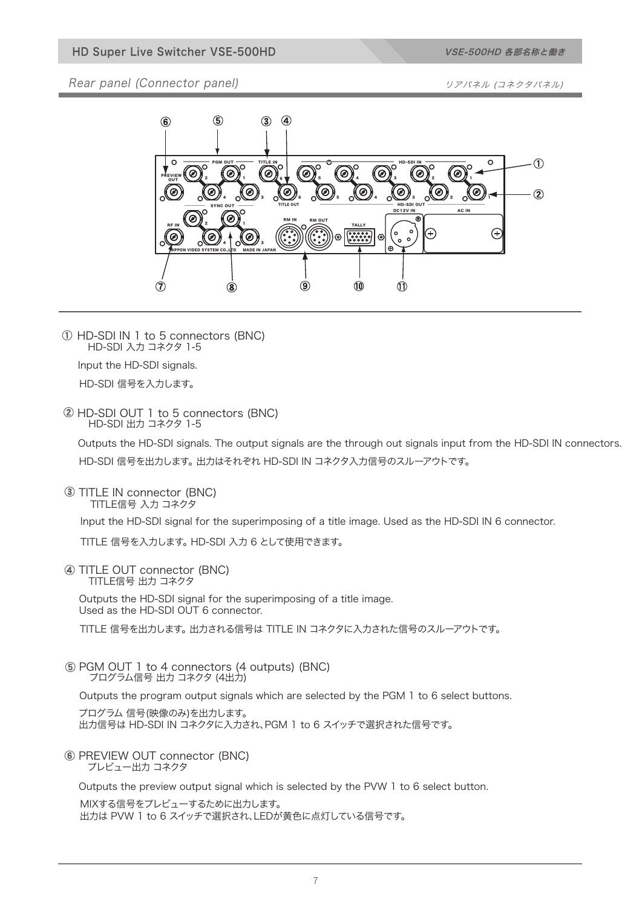## Rear panel (Connector panel)

リアパネル (コネクタパネル)

① HD-SDI IN 1 to 5 connectors (BNC)
HD-SDI 入力 コネクタ 1-5

Input the HD-SDI signals.

HD-SDI 信号を入力します。

② HD-SDI OUT 1 to 5 connectors (BNC)
HD-SDI 出力 コネクタ 1-5

Outputs the HD-SDI signals. The output signals are the through out signals input from the HD-SDI IN connectors.

HD-SDI 信号を出力します。出力はそれぞれ HD-SDI IN コネクタ入力信号のスルーアウトです。

③ TITLE IN connector (BNC)
TITLE信号 入力 コネクタ

Input the HD-SDI signal for the superimposing of a title image. Used as the HD-SDI IN 6 connector.

TITLE 信号を入力します。HD-SDI 入力 6 として使用できます。

④ TITLE OUT connector (BNC)
TITLE信号 出力 コネクタ

Outputs the HD-SDI signal for the superimposing of a title image.
Used as the HD-SDI OUT 6 connector.

TITLE 信号を出力します。出力される信号は TITLE IN コネクタに入力された信号のスルーアウトです。

⑤ PGM OUT 1 to 4 connectors (4 outputs) (BNC)
プログラム信号 出力 コネクタ (4出力)

Outputs the program output signals which are selected by the PGM 1 to 6 select buttons.

プログラム 信号(映像のみ)を出力します。
出力信号は HD-SDI IN コネクタに入力され、PGM 1 to 6 スイッチで選択された信号です。

⑥ PREVIEW OUT connector (BNC)
プレビュー出力 コネクタ

Outputs the preview output signal which is selected by the PVW 1 to 6 select button.

MIXする信号をプレビューするために出力します。
出力は PVW 1 to 6 スイッチで選択され、LEDが黄色に点灯している信号です。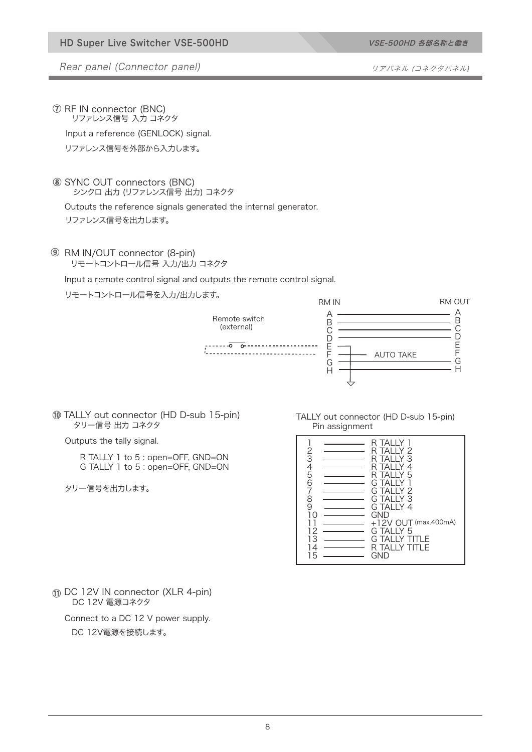## Rear panel (Connector panel)

リアパネル (コネクタパネル)

### ⑦ RF IN connector (BNC)
リファレンス信号 入力 コネクタ

Input a reference (GENLOCK) signal.

リファレンス信号を外部から入力します。

### ⑧ SYNC OUT connectors (BNC)
シンクロ 出力 (リファレンス信号 出力) コネクタ

Outputs the reference signals generated the internal generator.

リファレンス信号を出力します。

### ⑨ RM IN/OUT connector (8-pin)
リモートコントロール信号 入力/出力 コネクタ

Input a remote control signal and outputs the remote control signal.

リモートコントロール信号を入力/出力します。

RM IN / RM OUT: A, B, C, D, E, F, G, H

Remote switch (external) — AUTO TAKE

### ⑩ TALLY out connector (HD D-sub 15-pin)
タリー信号 出力 コネクタ

Outputs the tally signal.

R TALLY 1 to 5 : open=OFF, GND=ON
G TALLY 1 to 5 : open=OFF, GND=ON

タリー信号を出力します。

TALLY out connector (HD D-sub 15-pin) Pin assignment

| Pin | Signal |
|---|---|
| 1 | R TALLY 1 |
| 2 | R TALLY 2 |
| 3 | R TALLY 3 |
| 4 | R TALLY 4 |
| 5 | R TALLY 5 |
| 6 | G TALLY 1 |
| 7 | G TALLY 2 |
| 8 | G TALLY 3 |
| 9 | G TALLY 4 |
| 10 | GND |
| 11 | +12V OUT (max.400mA) |
| 12 | G TALLY 5 |
| 13 | G TALLY TITLE |
| 14 | R TALLY TITLE |
| 15 | GND |

### ⑪ DC 12V IN connector (XLR 4-pin)
DC 12V 電源コネクタ

Connect to a DC 12 V power supply.

DC 12V電源を接続します。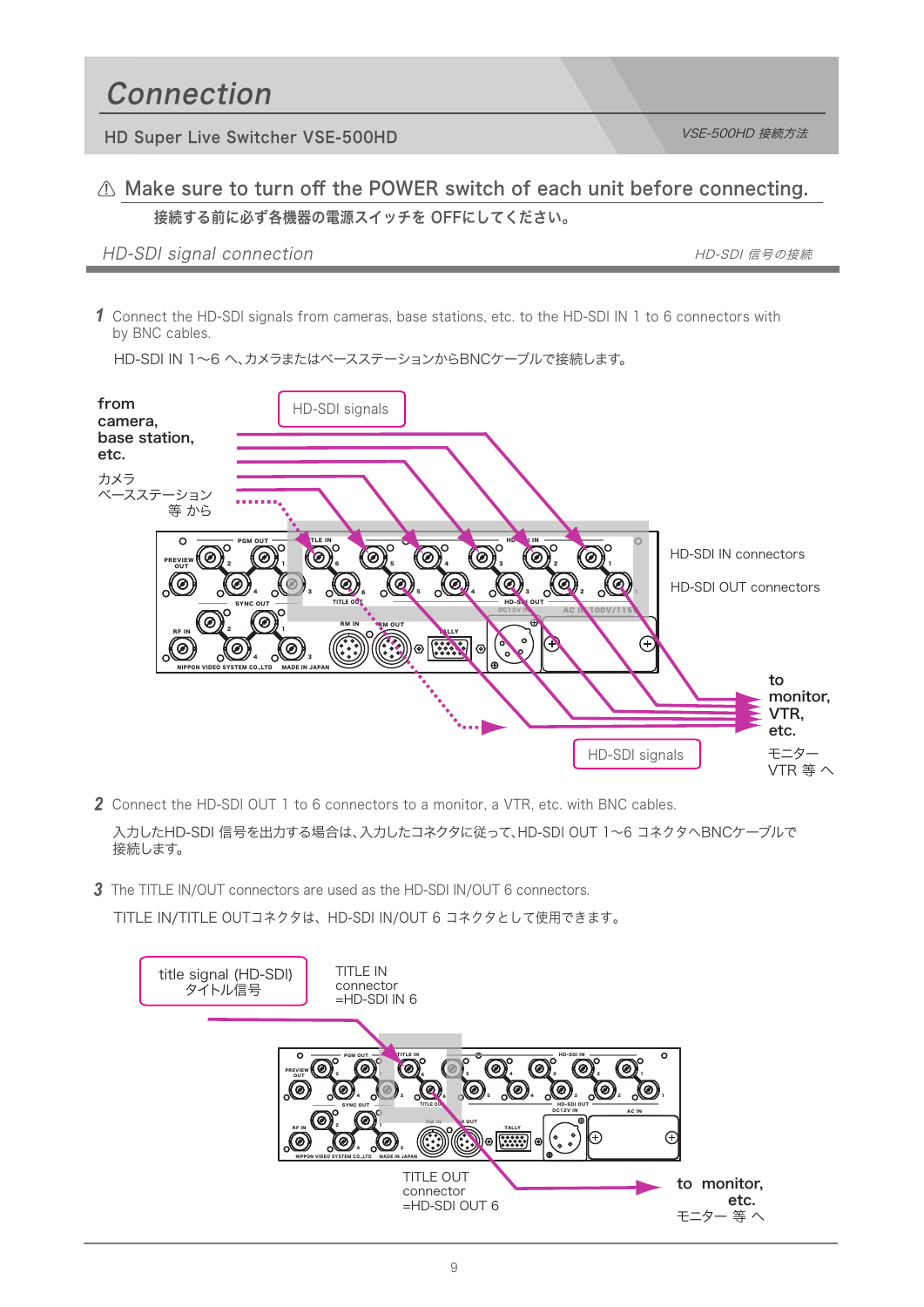# Connection

HD Super Live Switcher VSE-500HD

*VSE-500HD 接続方法*

## ⚠ Make sure to turn off the POWER switch of each unit before connecting.

**接続する前に必ず各機器の電源スイッチを OFFにしてください。**

### *HD-SDI signal connection*

*HD-SDI 信号の接続*

**1** Connect the HD-SDI signals from cameras, base stations, etc. to the HD-SDI IN 1 to 6 connectors with by BNC cables.

HD-SDI IN 1〜6 へ､カメラまたはベースステーションからBNCケーブルで接続します。

from camera, base station, etc.
カメラ ベースステーション 等 から

HD-SDI signals

HD-SDI IN connectors

HD-SDI OUT connectors

to monitor, VTR, etc.
モニター VTR 等 へ

HD-SDI signals

**2** Connect the HD-SDI OUT 1 to 6 connectors to a monitor, a VTR, etc. with BNC cables.

入力したHD-SDI 信号を出力する場合は､入力したコネクタに従って､HD-SDI OUT 1〜6 コネクタへBNCケーブルで接続します。

**3** The TITLE IN/OUT connectors are used as the HD-SDI IN/OUT 6 connectors.

TITLE IN/TITLE OUTコネクタは、HD-SDI IN/OUT 6 コネクタとして使用できます。

title signal (HD-SDI)
タイトル信号

TITLE IN connector
=HD-SDI IN 6

TITLE OUT connector
=HD-SDI OUT 6

to monitor, etc.
モニター 等 へ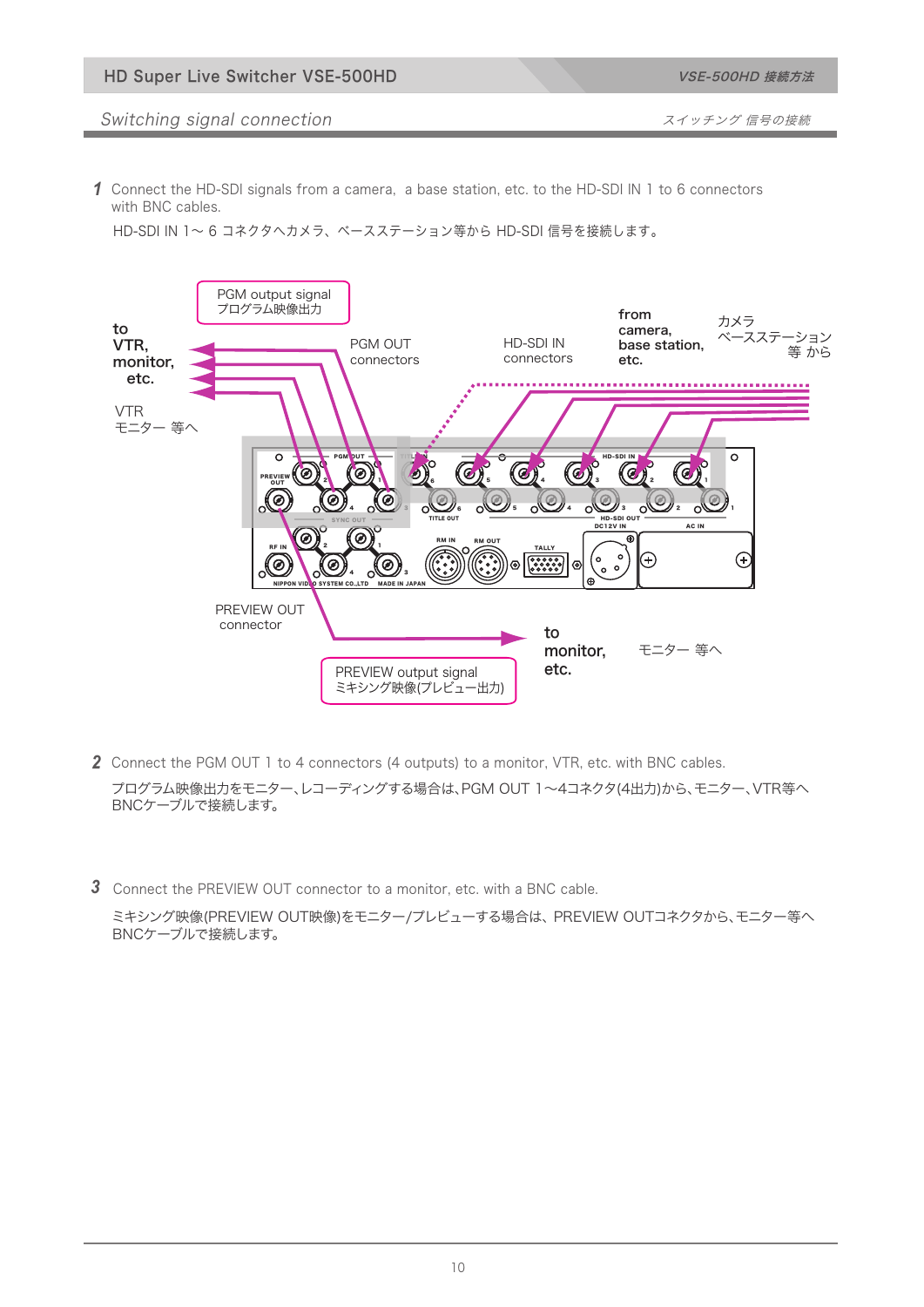## Switching signal connection

スイッチング 信号の接続

**1** Connect the HD-SDI signals from a camera, a base station, etc. to the HD-SDI IN 1 to 6 connectors with BNC cables.

HD-SDI IN 1～ 6 コネクタへカメラ、ベースステーション等から HD-SDI 信号を接続します。

PGM output signal
プログラム映像出力

to VTR, monitor, etc.

VTR
モニター 等へ

PGM OUT connectors

HD-SDI IN connectors

from camera, base station, etc.

カメラ
ベースステーション
等 から

PREVIEW OUT connector

PREVIEW output signal
ミキシング映像(プレビュー出力)

to monitor, etc.

モニター 等へ

**2** Connect the PGM OUT 1 to 4 connectors (4 outputs) to a monitor, VTR, etc. with BNC cables.

プログラム映像出力をモニター、レコーディングする場合は、PGM OUT 1～4コネクタ(4出力)から、モニター、VTR等へBNCケーブルで接続します。

**3** Connect the PREVIEW OUT connector to a monitor, etc. with a BNC cable.

ミキシング映像(PREVIEW OUT映像)をモニター/プレビューする場合は、PREVIEW OUTコネクタから、モニター等へBNCケーブルで接続します。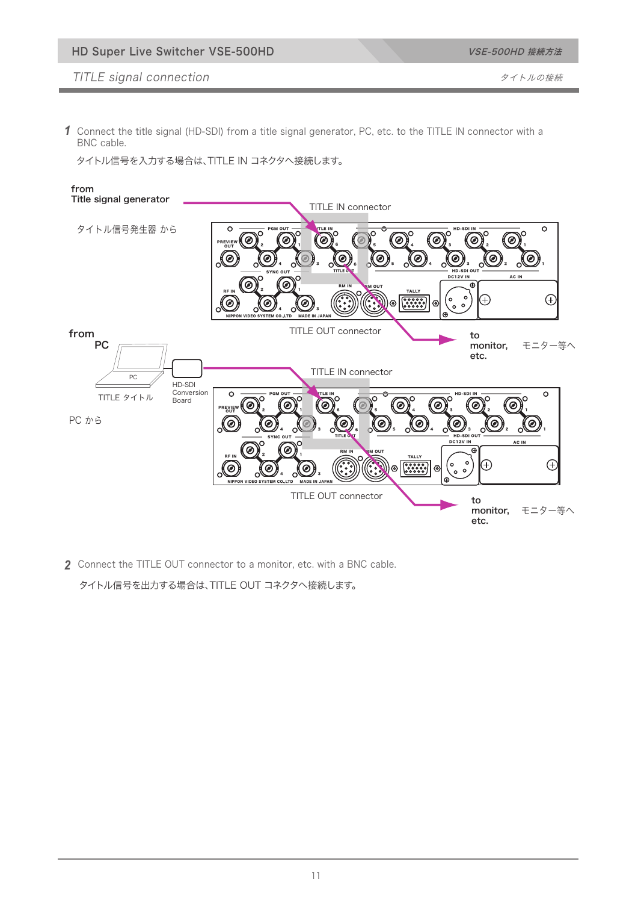## TITLE signal connection

タイトルの接続

**1** Connect the title signal (HD-SDI) from a title signal generator, PC, etc. to the TITLE IN connector with a BNC cable.

タイトル信号を入力する場合は､TITLE IN コネクタへ接続します｡

from
Title signal generator

タイトル信号発生器 から

TITLE IN connector

TITLE OUT connector

to monitor, etc.　モニター等へ

from PC

PC

TITLE タイトル

HD-SDI Conversion Board

PC から

TITLE IN connector

TITLE OUT connector

to monitor, etc.　モニター等へ

**2** Connect the TITLE OUT connector to a monitor, etc. with a BNC cable.

タイトル信号を出力する場合は､TITLE OUT コネクタへ接続します｡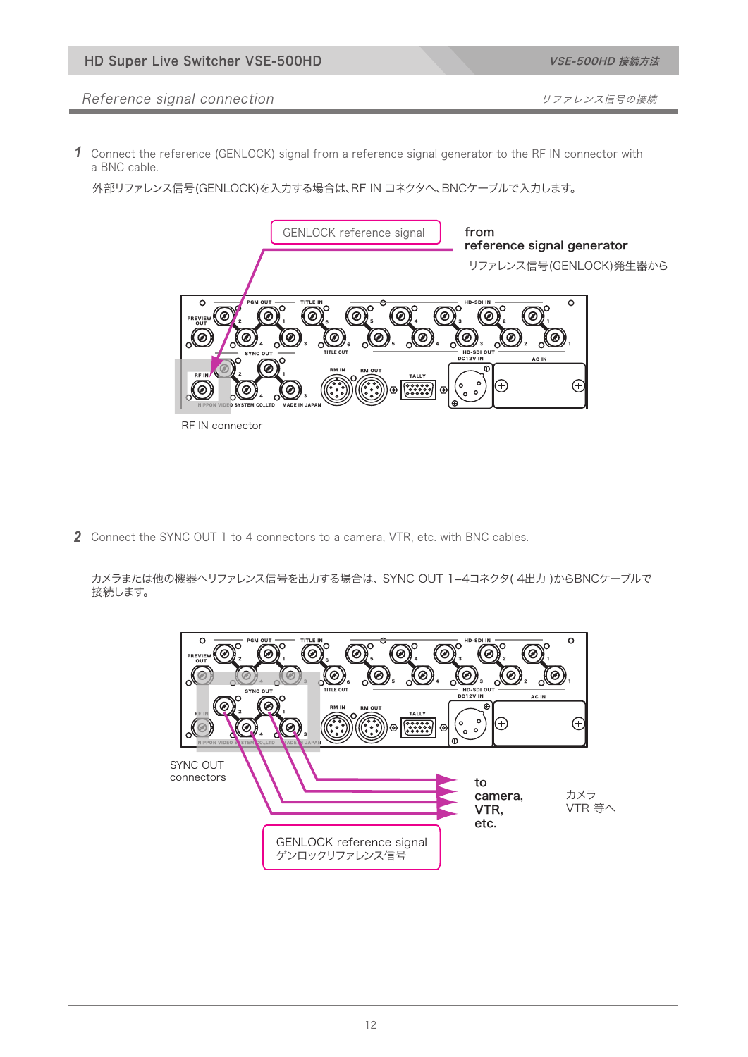## Reference signal connection

リファレンス信号の接続

**1** Connect the reference (GENLOCK) signal from a reference signal generator to the RF IN connector with a BNC cable.

外部リファレンス信号(GENLOCK)を入力する場合は、RF IN コネクタへ、BNCケーブルで入力します。

GENLOCK reference signal

**from reference signal generator**

リファレンス信号(GENLOCK)発生器から

RF IN connector

**2** Connect the SYNC OUT 1 to 4 connectors to a camera, VTR, etc. with BNC cables.

カメラまたは他の機器へリファレンス信号を出力する場合は、SYNC OUT 1–4コネクタ( 4出力 )からBNCケーブルで接続します。

SYNC OUT connectors

**to camera, VTR, etc.**

カメラ VTR 等へ

GENLOCK reference signal
ゲンロックリファレンス信号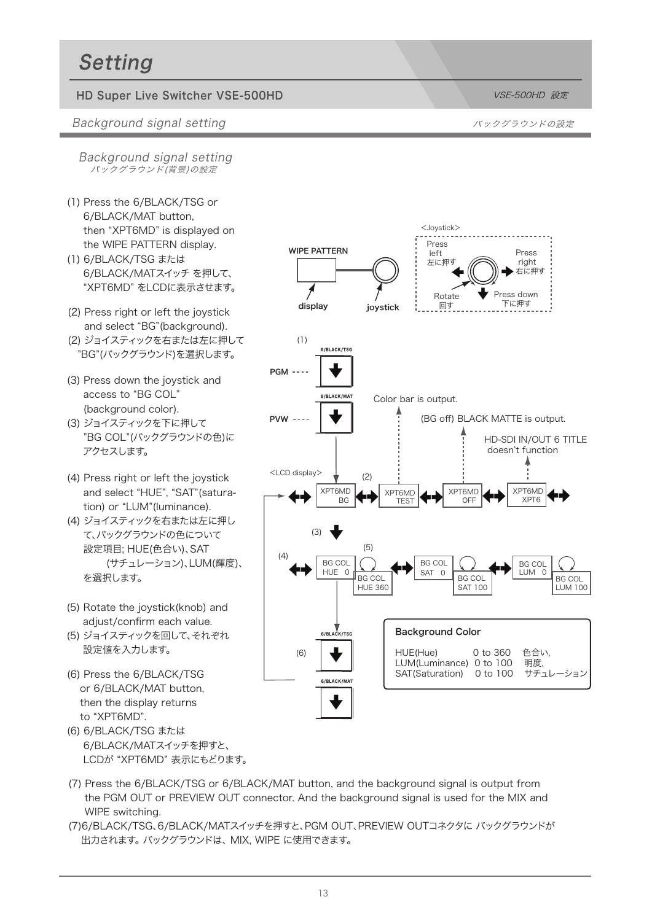# Setting

## HD Super Live Switcher VSE-500HD

VSE-500HD 設定

### Background signal setting

バックグラウンドの設定

*Background signal setting*
*バックグラウンド(背景)の設定*

(1) Press the 6/BLACK/TSG or 6/BLACK/MAT button, then "XPT6MD" is displayed on the WIPE PATTERN display.
(1) 6/BLACK/TSG または 6/BLACK/MATスイッチ を押して、"XPT6MD" をLCDに表示させます。

(2) Press right or left the joystick and select "BG"(background).
(2) ジョイスティックを右または左に押して "BG"(バックグラウンド)を選択します。

(3) Press down the joystick and access to "BG COL" (background color).
(3) ジョイスティックを下に押して "BG COL"(バックグラウンドの色)にアクセスします。

(4) Press right or left the joystick and select "HUE", "SAT"(saturation) or "LUM"(luminance).
(4) ジョイスティックを右または左に押して、バックグラウンドの色について設定項目; HUE(色合い)、SAT (サチュレーション)、LUM(輝度)、を選択します。

(5) Rotate the joystick(knob) and adjust/confirm each value.
(5) ジョイスティックを回して、それぞれ設定値を入力します。

(6) Press the 6/BLACK/TSG or 6/BLACK/MAT button, then the display returns to "XPT6MD".
(6) 6/BLACK/TSG または 6/BLACK/MATスイッチを押すと、LCDが "XPT6MD" 表示にもどります。

WIPE PATTERN: display, joystick

<Joystick>: Press left 左に押す / Press right 右に押す / Rotate 回す / Press down 下に押す

(1) PGM: 6/BLACK/TSG, PVW: 6/BLACK/MAT

<LCD display> (2): XPT6MD BG ⇔ XPT6MD TEST (Color bar is output.) ⇔ XPT6MD OFF ((BG off) BLACK MATTE is output.) ⇔ XPT6MD XPT6 (HD-SDI IN/OUT 6 TITLE doesn't function)

(3) ↓

(4)(5): BG COL HUE 0 → BG COL HUE 360 ⇔ BG COL SAT 0 → BG COL SAT 100 ⇔ BG COL LUM 0 → BG COL LUM 100

(6) 6/BLACK/TSG, 6/BLACK/MAT

**Background Color**

| | | |
|---|---|---|
| HUE(Hue) | 0 to 360 | 色合い, |
| LUM(Luminance) | 0 to 100 | 明度, |
| SAT(Saturation) | 0 to 100 | サチュレーション |

(7) Press the 6/BLACK/TSG or 6/BLACK/MAT button, and the background signal is output from the PGM OUT or PREVIEW OUT connector. And the background signal is used for the MIX and WIPE switching.
(7)6/BLACK/TSG、6/BLACK/MATスイッチを押すと、PGM OUT、PREVIEW OUTコネクタに バックグラウンドが出力されます。バックグラウンドは、MIX, WIPE に使用できます。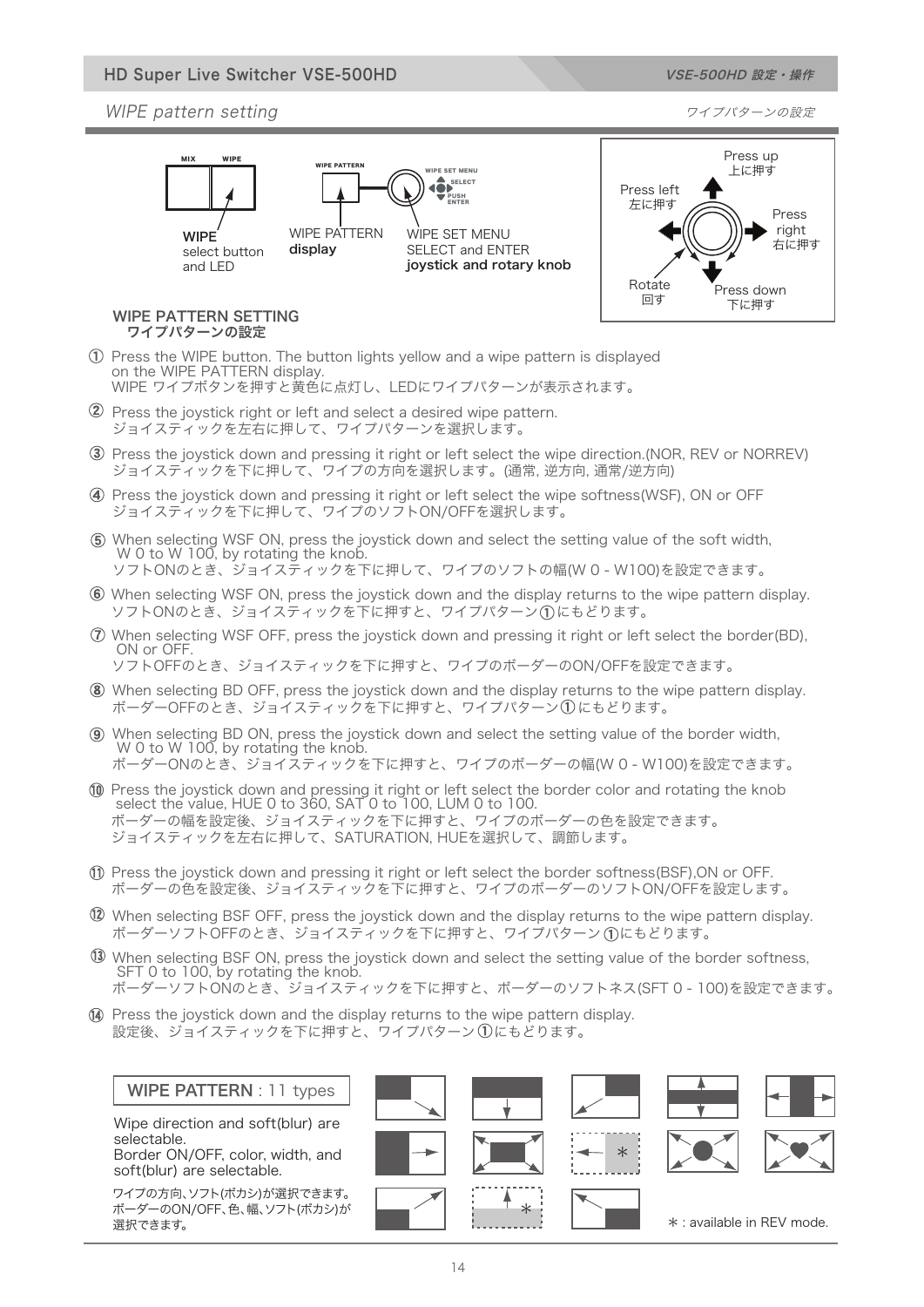## WIPE pattern setting

ワイプパターンの設定

MIX　WIPE

WIPE PATTERN

WIPE SET MENU
SELECT
PUSH
ENTER

**WIPE** select button and LED

WIPE PATTERN **display**

WIPE SET MENU SELECT and ENTER **joystick and rotary knob**

Press up 上に押す

Press left 左に押す

Press right 右に押す

Rotate 回す

Press down 下に押す

### WIPE PATTERN SETTING
### ワイプパターンの設定

① Press the WIPE button. The button lights yellow and a wipe pattern is displayed on the WIPE PATTERN display.
WIPE ワイプボタンを押すと黄色に点灯し、LEDにワイプパターンが表示されます。

② Press the joystick right or left and select a desired wipe pattern.
ジョイスティックを左右に押して、ワイプパターンを選択します。

③ Press the joystick down and pressing it right or left select the wipe direction.(NOR, REV or NORREV)
ジョイスティックを下に押して、ワイプの方向を選択します。(通常, 逆方向, 通常/逆方向)

④ Press the joystick down and pressing it right or left select the wipe softness(WSF), ON or OFF
ジョイスティックを下に押して、ワイプのソフトON/OFFを選択します。

⑤ When selecting WSF ON, press the joystick down and select the setting value of the soft width, W 0 to W 100, by rotating the knob.
ソフトONのとき、ジョイスティックを下に押して、ワイプのソフトの幅(W 0 - W100)を設定できます。

⑥ When selecting WSF ON, press the joystick down and the display returns to the wipe pattern display.
ソフトONのとき、ジョイスティックを下に押すと、ワイプパターン①にもどります。

⑦ When selecting WSF OFF, press the joystick down and pressing it right or left select the border(BD), ON or OFF.
ソフトOFFのとき、ジョイスティックを下に押すと、ワイプのボーダーのON/OFFを設定できます。

⑧ When selecting BD OFF, press the joystick down and the display returns to the wipe pattern display.
ボーダーOFFのとき、ジョイスティックを下に押すと、ワイプパターン①にもどります。

⑨ When selecting BD ON, press the joystick down and select the setting value of the border width, W 0 to W 100, by rotating the knob.
ボーダーONのとき、ジョイスティックを下に押すと、ワイプのボーダーの幅(W 0 - W100)を設定できます。

⑩ Press the joystick down and pressing it right or left select the border color and rotating the knob select the value, HUE 0 to 360, SAT 0 to 100, LUM 0 to 100.
ボーダーの幅を設定後、ジョイスティックを下に押すと、ワイプのボーダーの色を設定できます。
ジョイスティックを左右に押して、SATURATION, HUEを選択して、調節します。

⑪ Press the joystick down and pressing it right or left select the border softness(BSF),ON or OFF.
ボーダーの色を設定後、ジョイスティックを下に押すと、ワイプのボーダーのソフトON/OFFを設定します。

⑫ When selecting BSF OFF, press the joystick down and the display returns to the wipe pattern display.
ボーダーソフトOFFのとき、ジョイスティックを下に押すと、ワイプパターン①にもどります。

⑬ When selecting BSF ON, press the joystick down and select the setting value of the border softness, SFT 0 to 100, by rotating the knob.
ボーダーソフトONのとき、ジョイスティックを下に押すと、ボーダーのソフトネス(SFT 0 - 100)を設定できます。

⑭ Press the joystick down and the display returns to the wipe pattern display.
設定後、ジョイスティックを下に押すと、ワイプパターン①にもどります。

**WIPE PATTERN** : 11 types

Wipe direction and soft(blur) are selectable.
Border ON/OFF, color, width, and soft(blur) are selectable.

ワイプの方向、ソフト(ボカシ)が選択できます。
ボーダーのON/OFF、色、幅、ソフト(ボカシ)が選択できます。

* : available in REV mode.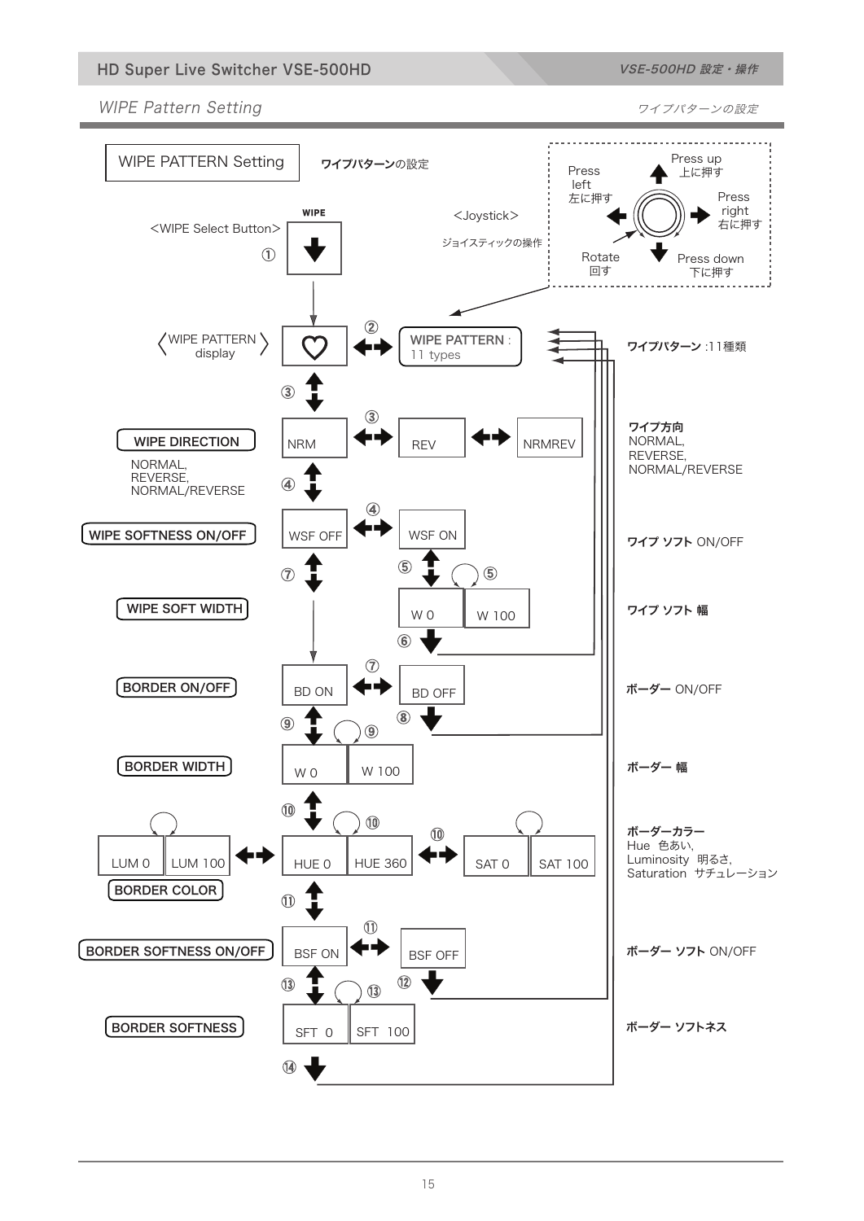## WIPE Pattern Setting

ワイプパターンの設定

**WIPE PATTERN Setting**

**ワイプパターン**の設定

<WIPE Select Button>

WIPE

①

<Joystick>

ジョイスティックの操作

- Press up 上に押す
- Press left 左に押す
- Press right 右に押す
- Press down 下に押す
- Rotate 回す

〈WIPE PATTERN display〉

② WIPE PATTERN : 11 types — **ワイプパターン** :11種類

③

**WIPE DIRECTION**

NORMAL, REVERSE, NORMAL/REVERSE

③ NRM ⇔ REV ⇔ NRMREV

**ワイプ方向**
NORMAL,
REVERSE,
NORMAL/REVERSE

④

**WIPE SOFTNESS ON/OFF**

④ WSF OFF ⇔ WSF ON

**ワイプ ソフト** ON/OFF

⑤ ⑦

**WIPE SOFT WIDTH**

⑤ W 0 — W 100

**ワイプ ソフト 幅**

⑥

**BORDER ON/OFF**

⑦ BD ON ⇔ BD OFF

**ボーダー** ON/OFF

⑧ ⑨

**BORDER WIDTH**

⑨ W 0 — W 100

**ボーダー 幅**

⑩

**BORDER COLOR**

LUM 0 — LUM 100 ⇔ HUE 0 — HUE 360 ⇔ SAT 0 — SAT 100

⑩

**ボーダーカラー**
Hue 色あい,
Luminosity 明るさ,
Saturation サチュレーション

⑪

**BORDER SOFTNESS ON/OFF**

⑪ BSF ON ⇔ BSF OFF

**ボーダー ソフト** ON/OFF

⑫ ⑬

**BORDER SOFTNESS**

⑬ SFT 0 — SFT 100

**ボーダー ソフトネス**

⑭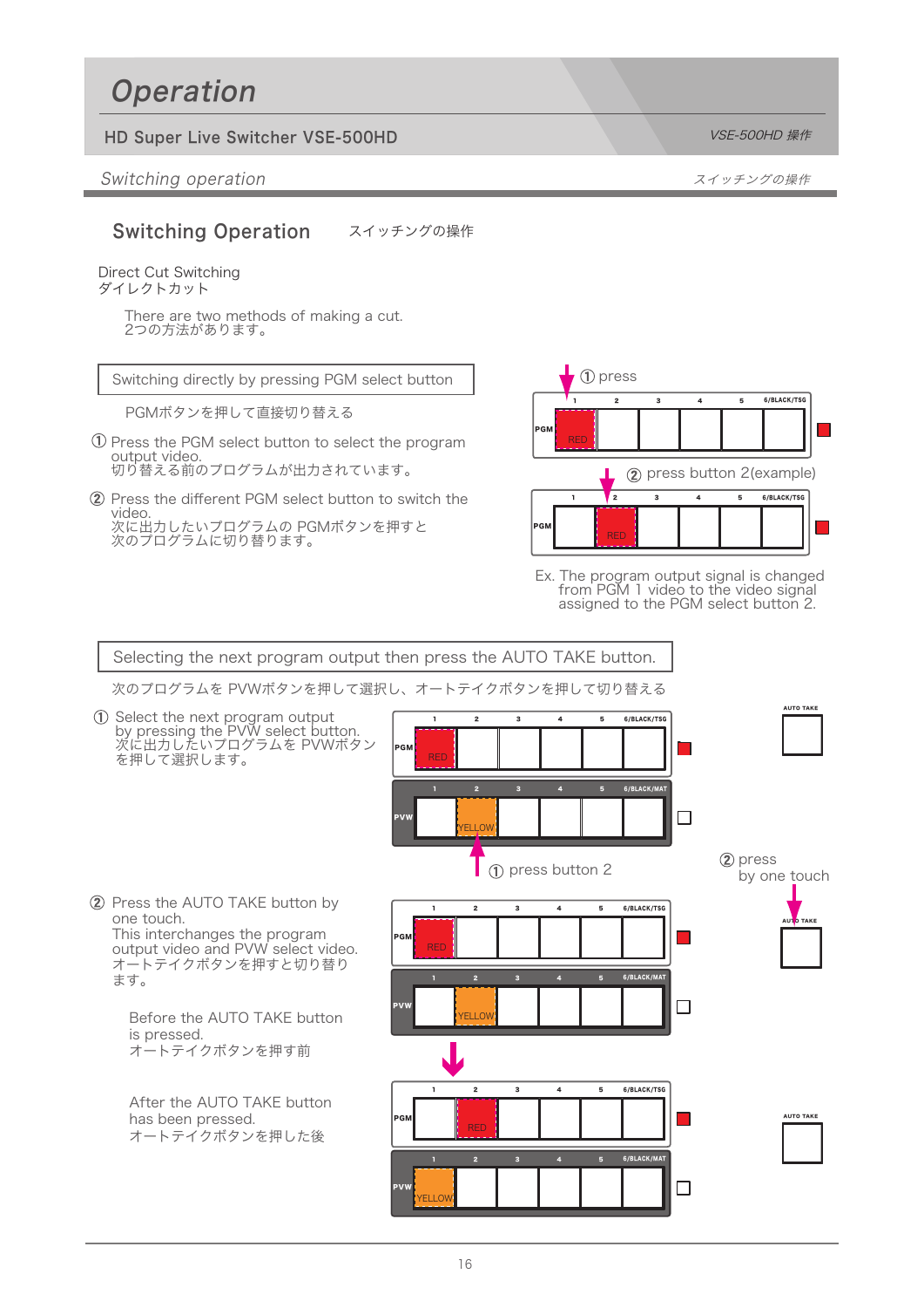# Operation

## Switching Operation スイッチングの操作

### Direct Cut Switching
ダイレクトカット

There are two methods of making a cut.
2つの方法があります。

**Switching directly by pressing PGM select button**

PGMボタンを押して直接切り替える

① Press the PGM select button to select the program output video.
切り替える前のプログラムが出力されています。

② Press the different PGM select button to switch the video.
次に出力したいプログラムの PGMボタンを押すと
次のプログラムに切り替ります。

① press

② press button 2(example)

Ex. The program output signal is changed from PGM 1 video to the video signal assigned to the PGM select button 2.

**Selecting the next program output then press the AUTO TAKE button.**

次のプログラムを PVWボタンを押して選択し、オートテイクボタンを押して切り替える

① Select the next program output by pressing the PVW select button.
次に出力したいプログラムを PVWボタンを押して選択します。

① press button 2

② press by one touch

② Press the AUTO TAKE button by one touch.
This interchanges the program output video and PVW select video.
オートテイクボタンを押すと切り替ります。

Before the AUTO TAKE button is pressed.
オートテイクボタンを押す前

After the AUTO TAKE button has been pressed.
オートテイクボタンを押した後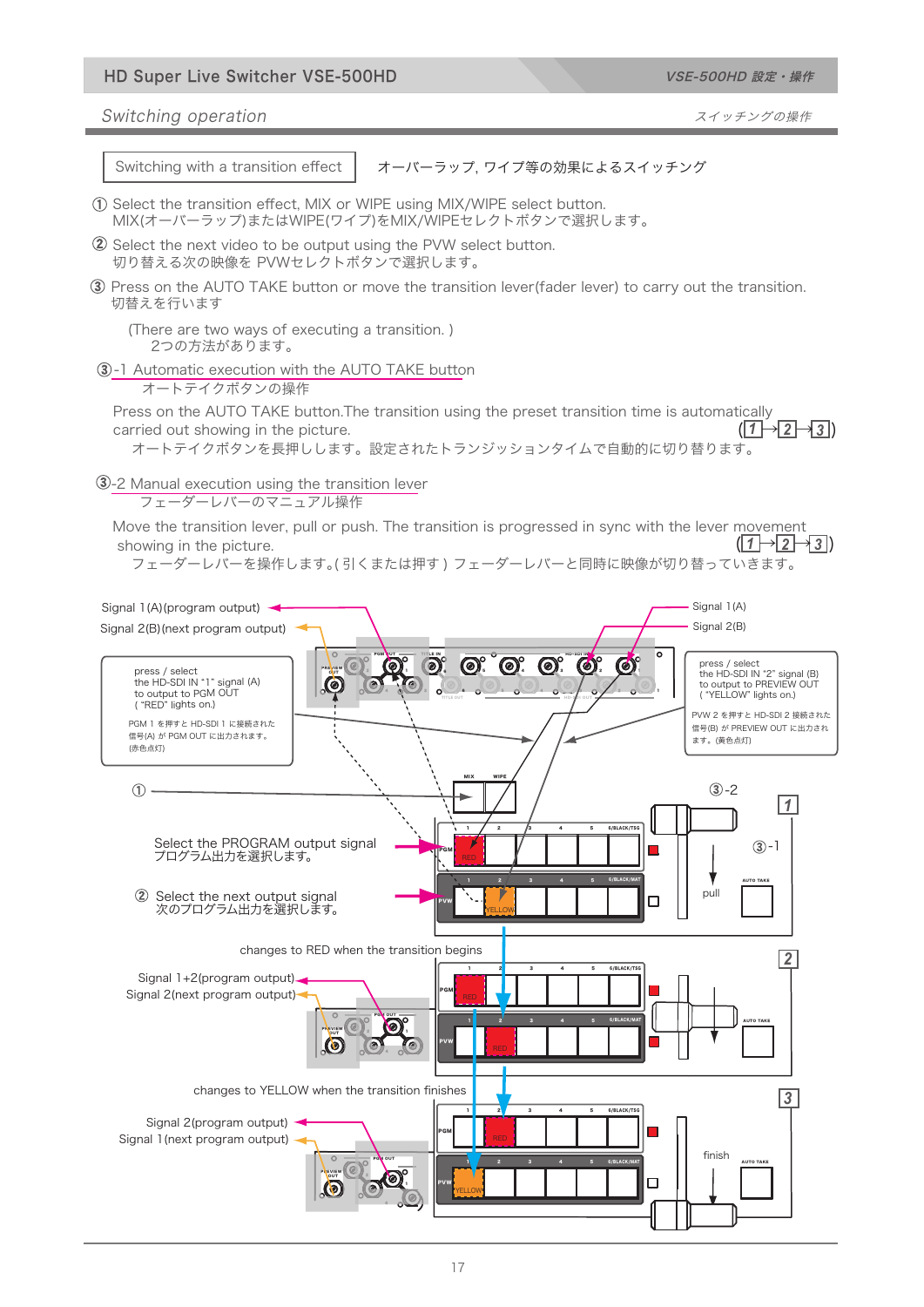## Switching operation

スイッチングの操作

### Switching with a transition effect

オーバーラップ, ワイプ等の効果によるスイッチング

① Select the transition effect, MIX or WIPE using MIX/WIPE select button.
MIX(オーバーラップ)またはWIPE(ワイプ)をMIX/WIPEセレクトボタンで選択します。

② Select the next video to be output using the PVW select button.
切り替える次の映像を PVWセレクトボタンで選択します。

③ Press on the AUTO TAKE button or move the transition lever(fader lever) to carry out the transition.
切替えを行います

(There are two ways of executing a transition. )
2つの方法があります。

#### ③-1 Automatic execution with the AUTO TAKE button

オートテイクボタンの操作

Press on the AUTO TAKE button.The transition using the preset transition time is automatically carried out showing in the picture. (1→2→3)
オートテイクボタンを長押しします。設定されたトランジッションタイムで自動的に切り替ります。

#### ③-2 Manual execution using the transition lever

フェーダーレバーのマニュアル操作

Move the transition lever, pull or push. The transition is progressed in sync with the lever movement showing in the picture. (1→2→3)
フェーダーレバーを操作します。( 引くまたは押す ) フェーダーレバーと同時に映像が切り替っていきます。

Signal 1(A)(program output)
Signal 2(B)(next program output)

Signal 1(A)
Signal 2(B)

press / select the HD-SDI IN "1" signal (A) to output to PGM OUT ( "RED" lights on.)
PGM 1 を押すと HD-SDI 1 に接続された信号(A) が PGM OUT に出力されます。(赤色点灯)

press / select the HD-SDI IN "2" signal (B) to output to PREVIEW OUT ( "YELLOW" lights on.)
PVW 2 を押すと HD-SDI 2 接続された信号(B) が PREVIEW OUT に出力されます。(黄色点灯)

①

③-2

1

③-1

Select the PROGRAM output signal
プログラム出力を選択します。

② Select the next output signal
次のプログラム出力を選択します。

pull

changes to RED when the transition begins

2

Signal 1+2(program output)
Signal 2(next program output)

changes to YELLOW when the transition finishes

3

Signal 2(program output)
Signal 1(next program output)

finish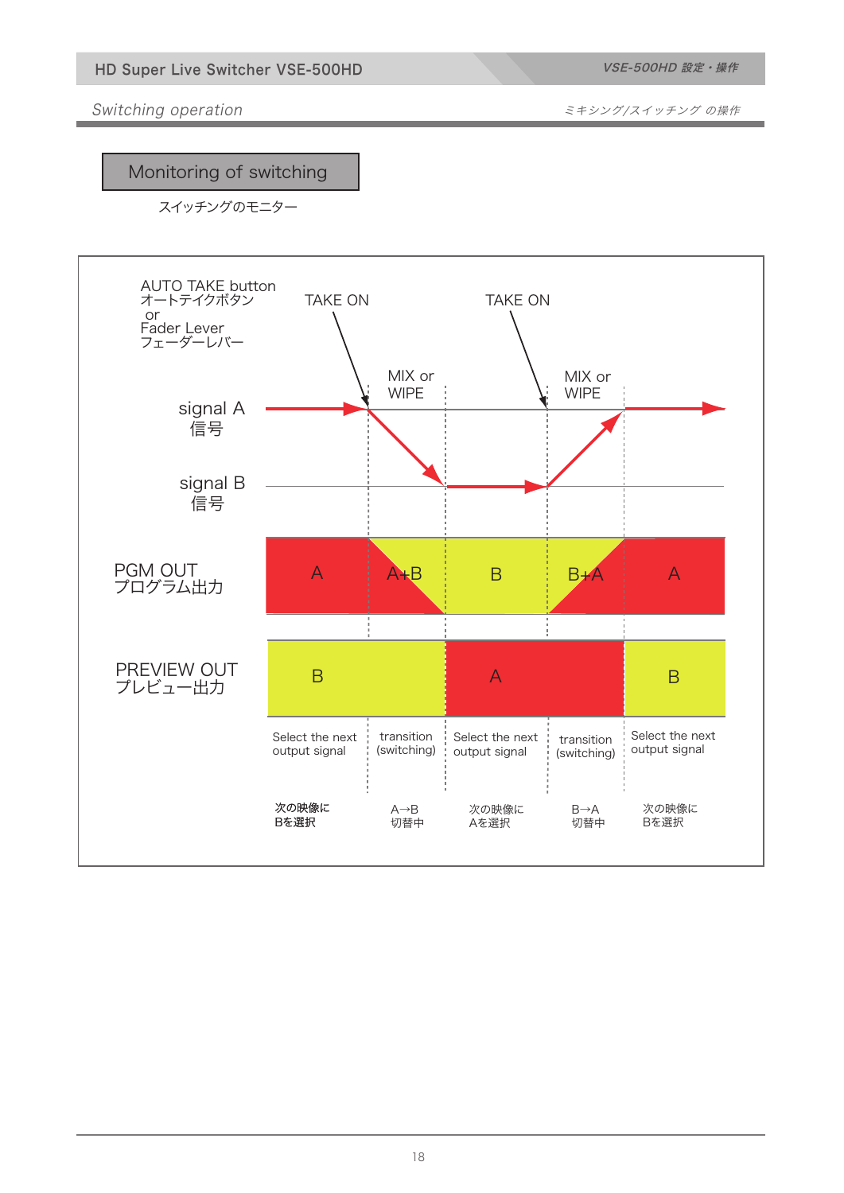## Switching operation

ミキシング/スイッチング の操作

### Monitoring of switching

スイッチングのモニター

AUTO TAKE button
オートテイクボタン
or
Fader Lever
フェーダーレバー

TAKE ON

TAKE ON

MIX or WIPE

MIX or WIPE

signal A
信号

signal B
信号

PGM OUT
プログラム出力

| A | A+B | B | B+A | A |
|---|---|---|---|---|

PREVIEW OUT
プレビュー出力

| B | A | B |
|---|---|---|

| Select the next output signal | transition (switching) | Select the next output signal | transition (switching) | Select the next output signal |
|---|---|---|---|---|
| 次の映像にBを選択 | A→B 切替中 | 次の映像にAを選択 | B→A 切替中 | 次の映像にBを選択 |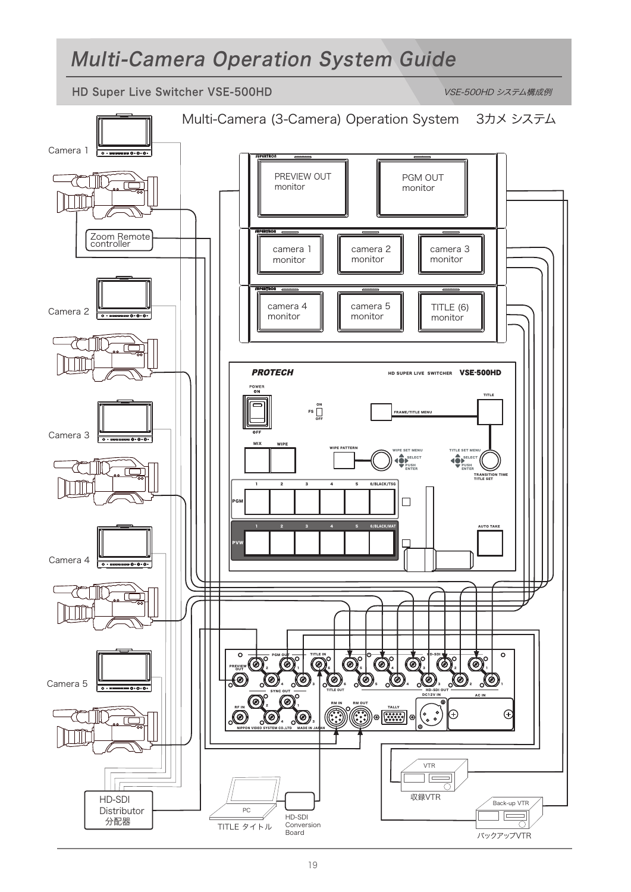# Multi-Camera Operation System Guide

## HD Super Live Switcher VSE-500HD

*VSE-500HD システム構成例*

### Multi-Camera (3-Camera) Operation System　3カメ システム

Camera 1

Zoom Remote controller

Camera 2

Camera 3

Camera 4

Camera 5

HD-SDI Distributor 分配器

PREVIEW OUT monitor

PGM OUT monitor

camera 1 monitor

camera 2 monitor

camera 3 monitor

camera 4 monitor

camera 5 monitor

TITLE (6) monitor

PROTECH　HD SUPER LIVE SWITCHER　VSE-500HD

POWER ON　OFF

FS ON OFF

FRAME/TITLE MENU

TITLE

MIX　WIPE

WIPE PATTERN

WIPE SET MENU　SELECT　PUSH ENTER

TITLE SET MENU　SELECT　PUSH ENTER

TRANSITION TIME TITLE SET

PGM　1　2　3　4　5　6/BLACK/TSG

PVW　1　2　3　4　5　6/BLACK/MAT

AUTO TAKE

PREVIEW OUT　PGM OUT　TITLE IN　HD-SDI　SYNC OUT　TITLE OUT　HD-SDI OUT　DC12V IN　AC IN　RF IN　RM IN　RM OUT　TALLY

NIPPON VIDEO SYSTEM CO.,LTD　MADE IN JAPAN

PC

TITLE タイトル

HD-SDI Conversion Board

VTR

収録VTR

Back-up VTR

バックアップVTR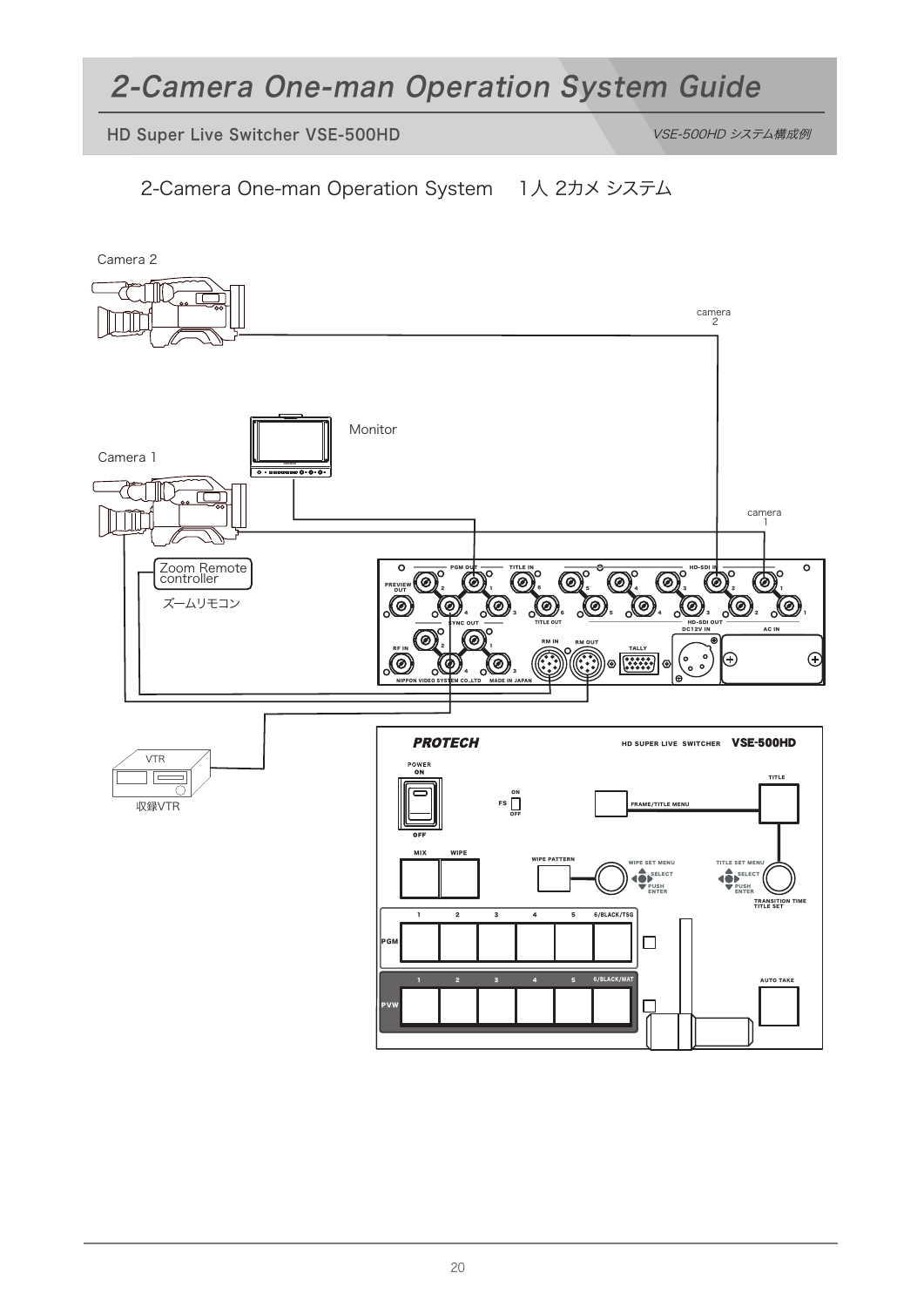# 2-Camera One-man Operation System Guide

HD Super Live Switcher VSE-500HD

VSE-500HD システム構成例

## 2-Camera One-man Operation System　1人 2カメ システム

Camera 2

camera 2

Monitor

Camera 1

camera 1

Zoom Remote controller

ズームリモコン

VTR

収録VTR

PREVIEW OUT　PGM OUT　TITLE IN　HD-SDI IN　SYNC OUT　TITLE OUT　HD-SDI OUT　RF IN　RM IN　RM OUT　TALLY　DC12V IN　AC IN

NIPPON VIDEO SYSTEM CO.,LTD　MADE IN JAPAN

PROTECH　HD SUPER LIVE SWITCHER　VSE-500HD

POWER ON OFF　FS ON OFF　FRAME/TITLE MENU　TITLE

MIX　WIPE　WIPE PATTERN　WIPE SET MENU SELECT PUSH ENTER　TITLE SET MENU SELECT PUSH ENTER　TRANSITION TIME TITLE SET

PGM 1 2 3 4 5 6/BLACK/TSG

PVW 1 2 3 4 5 6/BLACK/MAT

AUTO TAKE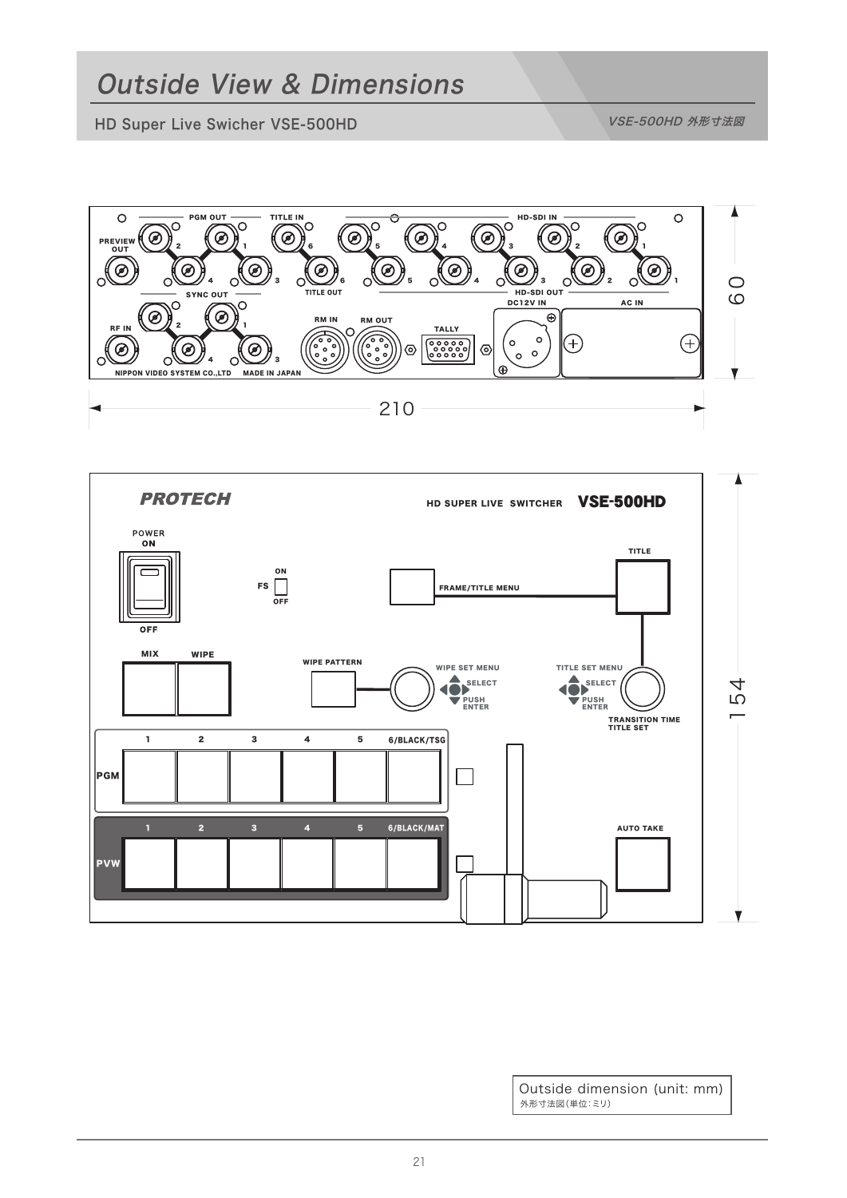# Outside View & Dimensions

HD Super Live Swicher VSE-500HD

*VSE-500HD 外形寸法図*

PGM OUT TITLE IN HD-SDI IN

PREVIEW OUT

SYNC OUT TITLE OUT HD-SDI OUT

RF IN RM IN RM OUT TALLY DC12V IN AC IN

NIPPON VIDEO SYSTEM CO.,LTD MADE IN JAPAN

60

210

PROTECH

HD SUPER LIVE SWITCHER **VSE-500HD**

POWER ON / OFF

FS ON / OFF

FRAME/TITLE MENU

TITLE

MIX WIPE

WIPE PATTERN

WIPE SET MENU SELECT PUSH ENTER

TITLE SET MENU SELECT PUSH ENTER

TRANSITION TIME TITLE SET

PGM 1 2 3 4 5 6/BLACK/TSG

PVW 1 2 3 4 5 6/BLACK/MAT

AUTO TAKE

154

Outside dimension (unit: mm)
外形寸法図(単位:ミリ)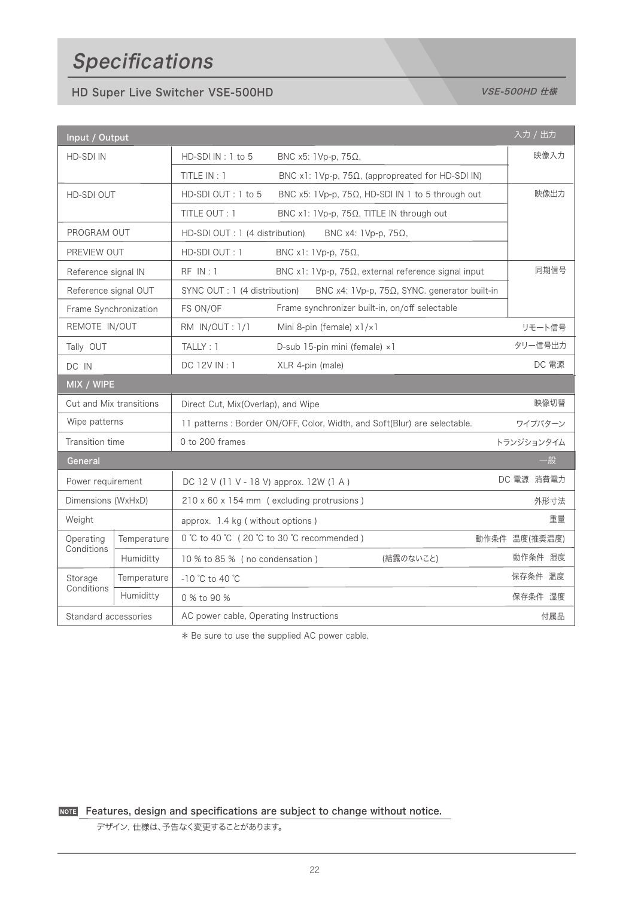# Specifications

## HD Super Live Switcher VSE-500HD

*VSE-500HD 仕様*

| Input / Output | | | | 入力 / 出力 |
|---|---|---|---|---|
| HD-SDI IN | | HD-SDI IN : 1 to 5 | BNC x5: 1Vp-p, 75Ω, | 映像入力 |
| | | TITLE IN : 1 | BNC x1: 1Vp-p, 75Ω, (appropreated for HD-SDI IN) | |
| HD-SDI OUT | | HD-SDI OUT : 1 to 5 | BNC x5: 1Vp-p, 75Ω, HD-SDI IN 1 to 5 through out | 映像出力 |
| | | TITLE OUT : 1 | BNC x1: 1Vp-p, 75Ω, TITLE IN through out | |
| PROGRAM OUT | | HD-SDI OUT : 1 (4 distribution) | BNC x4: 1Vp-p, 75Ω, | |
| PREVIEW OUT | | HD-SDI OUT : 1 | BNC x1: 1Vp-p, 75Ω, | |
| Reference signal IN | | RF IN : 1 | BNC x1: 1Vp-p, 75Ω, external reference signal input | 同期信号 |
| Reference signal OUT | | SYNC OUT : 1 (4 distribution) | BNC x4: 1Vp-p, 75Ω, SYNC. generator built-in | |
| Frame Synchronization | | FS ON/OF | Frame synchronizer built-in, on/off selectable | |
| REMOTE IN/OUT | | RM IN/OUT : 1/1 | Mini 8-pin (female) x1/×1 | リモート信号 |
| Tally OUT | | TALLY : 1 | D-sub 15-pin mini (female) ×1 | タリー信号出力 |
| DC IN | | DC 12V IN : 1 | XLR 4-pin (male) | DC 電源 |
| **MIX / WIPE** | | | | |
| Cut and Mix transitions | | Direct Cut, Mix(Overlap), and Wipe | | 映像切替 |
| Wipe patterns | | 11 patterns : Border ON/OFF, Color, Width, and Soft(Blur) are selectable. | | ワイプパターン |
| Transition time | | 0 to 200 frames | | トランジションタイム |
| **General** | | | | 一般 |
| Power requirement | | DC 12 V (11 V - 18 V) approx. 12W (1 A ) | | DC 電源 消費電力 |
| Dimensions (WxHxD) | | 210 x 60 x 154 mm ( excluding protrusions ) | | 外形寸法 |
| Weight | | approx. 1.4 kg ( without options ) | | 重量 |
| Operating Conditions | Temperature | 0 ℃ to 40 ℃ ( 20 ℃ to 30 ℃ recommended ) | | 動作条件 温度(推奨温度) |
| | Humiditty | 10 % to 85 % ( no condensation ) | (結露のないこと) | 動作条件 湿度 |
| Storage Conditions | Temperature | -10 ℃ to 40 ℃ | | 保存条件 温度 |
| | Humiditty | 0 % to 90 % | | 保存条件 湿度 |
| Standard accessories | | AC power cable, Operating Instructions | | 付属品 |

＊ Be sure to use the supplied AC power cable.

**NOTE** Features, design and specifications are subject to change without notice.

デザイン, 仕様は、予告なく変更することがあります。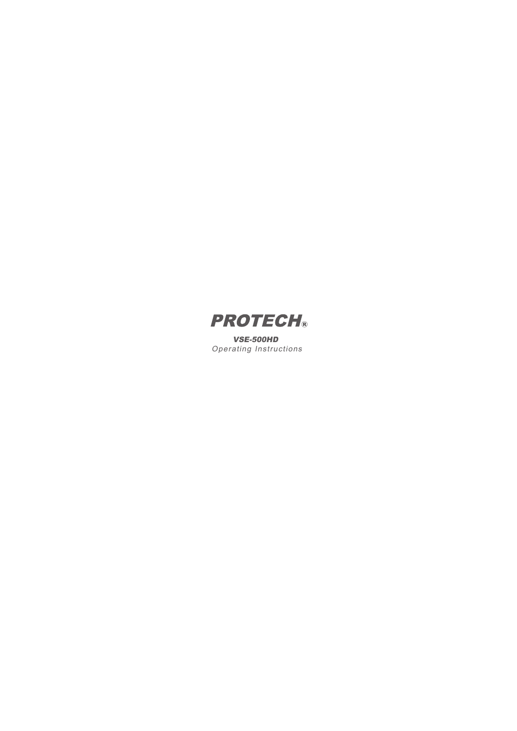**PROTECH®**

***VSE-500HD***

*Operating Instructions*